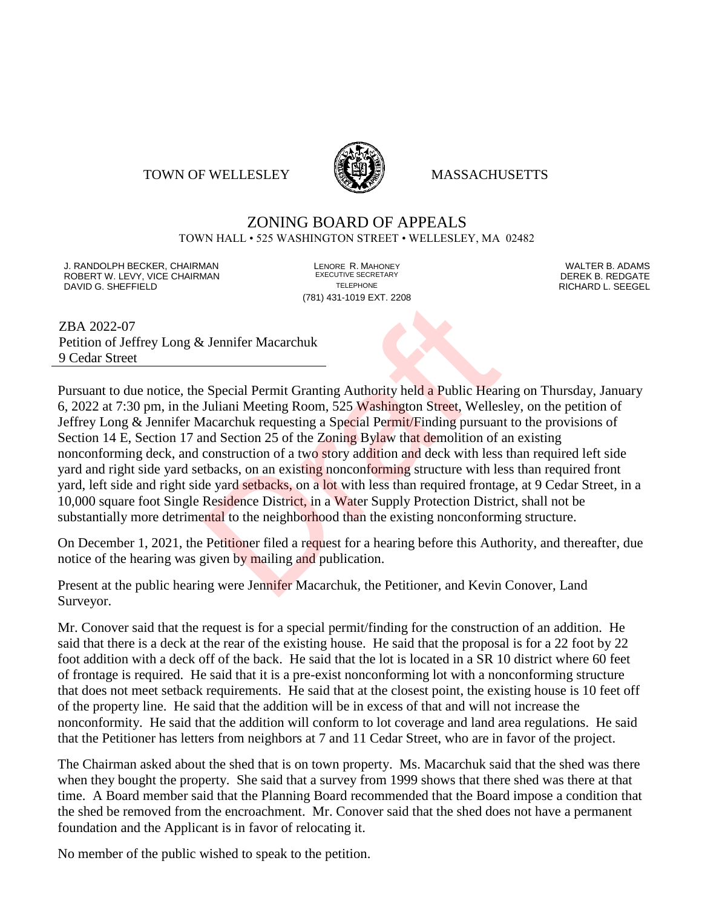TOWN OF WELLESLEY MASSACHUSETTS

# ZONING BOARD OF APPEALS

TOWN HALL • 525 WASHINGTON STREET • WELLESLEY, MA 02482

J. RANDOLPH BECKER, CHAIRMAN
ROBERT W. LEVY, VICE CHAIRMAN
DAVID G. SHEFFIELD

LENORE R. MAHONEY
EXECUTIVE SECRETARY
TELEPHONE
(781) 431-1019 EXT. 2208

WALTER B. ADAMS
DEREK B. REDGATE
RICHARD L. SEEGEL

ZBA 2022-07
Petition of Jeffrey Long & Jennifer Macarchuk
9 Cedar Street

Pursuant to due notice, the Special Permit Granting Authority held a Public Hearing on Thursday, January 6, 2022 at 7:30 pm, in the Juliani Meeting Room, 525 Washington Street, Wellesley, on the petition of Jeffrey Long & Jennifer Macarchuk requesting a Special Permit/Finding pursuant to the provisions of Section 14 E, Section 17 and Section 25 of the Zoning Bylaw that demolition of an existing nonconforming deck, and construction of a two story addition and deck with less than required left side yard and right side yard setbacks, on an existing nonconforming structure with less than required front yard, left side and right side yard setbacks, on a lot with less than required frontage, at 9 Cedar Street, in a 10,000 square foot Single Residence District, in a Water Supply Protection District, shall not be substantially more detrimental to the neighborhood than the existing nonconforming structure.

On December 1, 2021, the Petitioner filed a request for a hearing before this Authority, and thereafter, due notice of the hearing was given by mailing and publication.

Present at the public hearing were Jennifer Macarchuk, the Petitioner, and Kevin Conover, Land Surveyor.

Mr. Conover said that the request is for a special permit/finding for the construction of an addition. He said that there is a deck at the rear of the existing house. He said that the proposal is for a 22 foot by 22 foot addition with a deck off of the back. He said that the lot is located in a SR 10 district where 60 feet of frontage is required. He said that it is a pre-exist nonconforming lot with a nonconforming structure that does not meet setback requirements. He said that at the closest point, the existing house is 10 feet off of the property line. He said that the addition will be in excess of that and will not increase the nonconformity. He said that the addition will conform to lot coverage and land area regulations. He said that the Petitioner has letters from neighbors at 7 and 11 Cedar Street, who are in favor of the project.

The Chairman asked about the shed that is on town property. Ms. Macarchuk said that the shed was there when they bought the property. She said that a survey from 1999 shows that there shed was there at that time. A Board member said that the Planning Board recommended that the Board impose a condition that the shed be removed from the encroachment. Mr. Conover said that the shed does not have a permanent foundation and the Applicant is in favor of relocating it.

No member of the public wished to speak to the petition.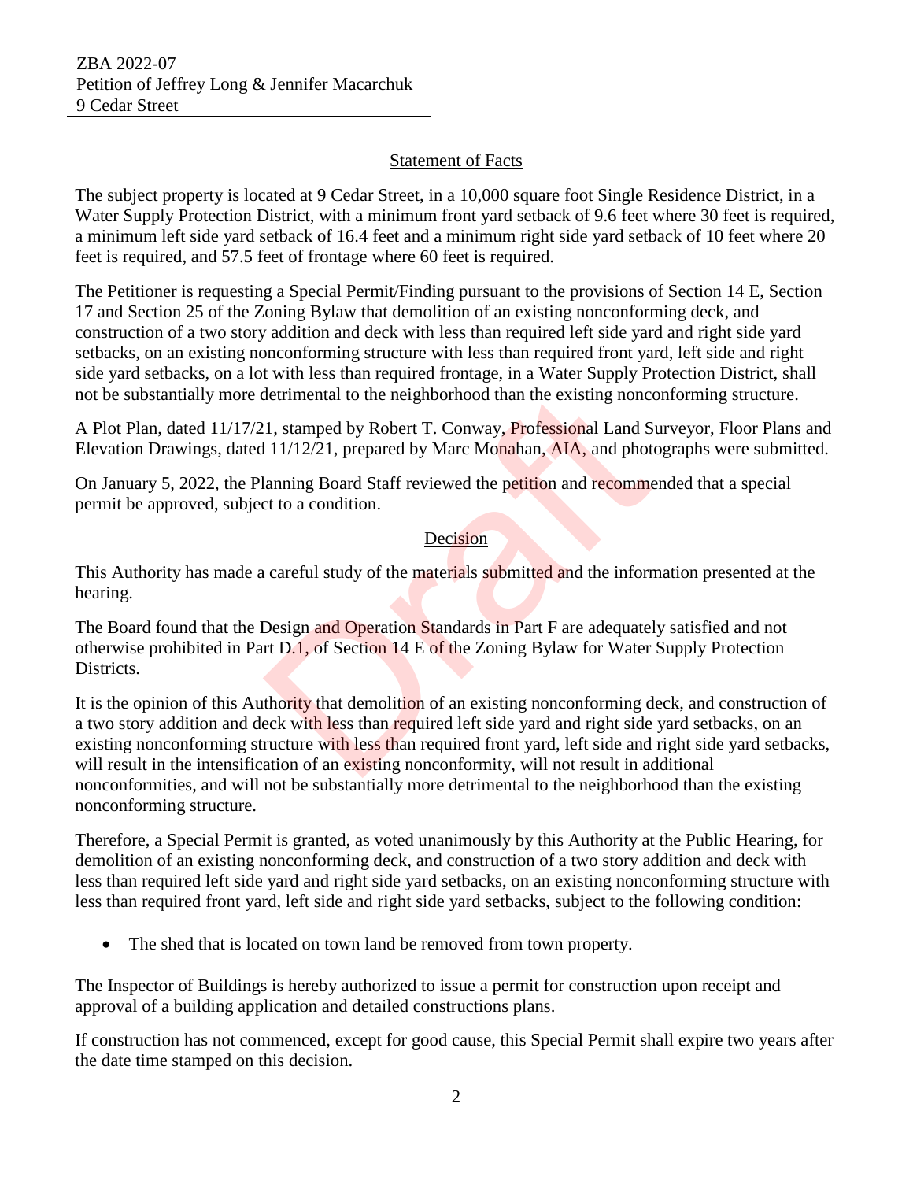ZBA 2022-07
Petition of Jeffrey Long & Jennifer Macarchuk
9 Cedar Street

## Statement of Facts

The subject property is located at 9 Cedar Street, in a 10,000 square foot Single Residence District, in a Water Supply Protection District, with a minimum front yard setback of 9.6 feet where 30 feet is required, a minimum left side yard setback of 16.4 feet and a minimum right side yard setback of 10 feet where 20 feet is required, and 57.5 feet of frontage where 60 feet is required.

The Petitioner is requesting a Special Permit/Finding pursuant to the provisions of Section 14 E, Section 17 and Section 25 of the Zoning Bylaw that demolition of an existing nonconforming deck, and construction of a two story addition and deck with less than required left side yard and right side yard setbacks, on an existing nonconforming structure with less than required front yard, left side and right side yard setbacks, on a lot with less than required frontage, in a Water Supply Protection District, shall not be substantially more detrimental to the neighborhood than the existing nonconforming structure.

A Plot Plan, dated 11/17/21, stamped by Robert T. Conway, Professional Land Surveyor, Floor Plans and Elevation Drawings, dated 11/12/21, prepared by Marc Monahan, AIA, and photographs were submitted.

On January 5, 2022, the Planning Board Staff reviewed the petition and recommended that a special permit be approved, subject to a condition.

## Decision

This Authority has made a careful study of the materials submitted and the information presented at the hearing.

The Board found that the Design and Operation Standards in Part F are adequately satisfied and not otherwise prohibited in Part D.1, of Section 14 E of the Zoning Bylaw for Water Supply Protection Districts.

It is the opinion of this Authority that demolition of an existing nonconforming deck, and construction of a two story addition and deck with less than required left side yard and right side yard setbacks, on an existing nonconforming structure with less than required front yard, left side and right side yard setbacks, will result in the intensification of an existing nonconformity, will not result in additional nonconformities, and will not be substantially more detrimental to the neighborhood than the existing nonconforming structure.

Therefore, a Special Permit is granted, as voted unanimously by this Authority at the Public Hearing, for demolition of an existing nonconforming deck, and construction of a two story addition and deck with less than required left side yard and right side yard setbacks, on an existing nonconforming structure with less than required front yard, left side and right side yard setbacks, subject to the following condition:

- The shed that is located on town land be removed from town property.

The Inspector of Buildings is hereby authorized to issue a permit for construction upon receipt and approval of a building application and detailed constructions plans.

If construction has not commenced, except for good cause, this Special Permit shall expire two years after the date time stamped on this decision.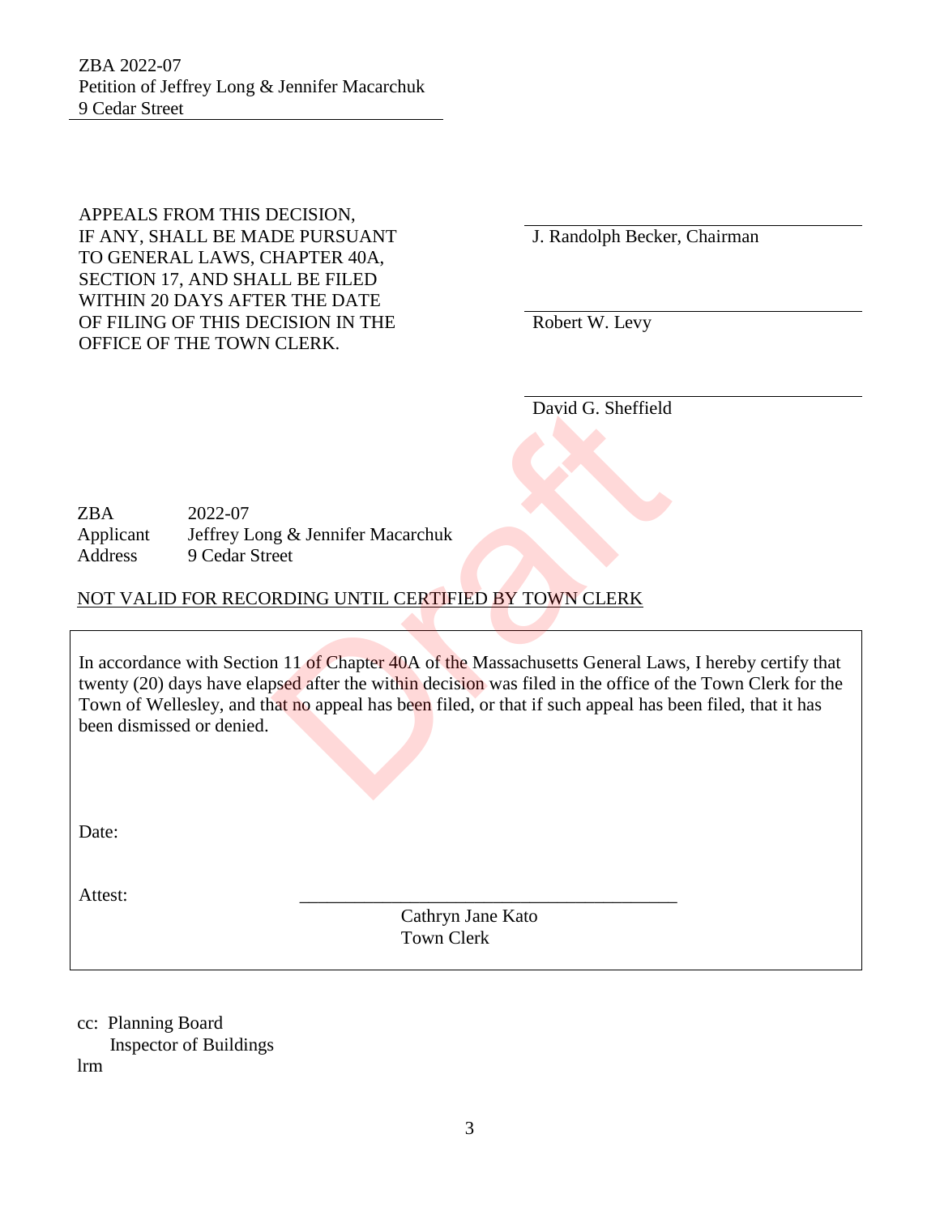ZBA 2022-07
Petition of Jeffrey Long & Jennifer Macarchuk
9 Cedar Street

APPEALS FROM THIS DECISION, IF ANY, SHALL BE MADE PURSUANT TO GENERAL LAWS, CHAPTER 40A, SECTION 17, AND SHALL BE FILED WITHIN 20 DAYS AFTER THE DATE OF FILING OF THIS DECISION IN THE OFFICE OF THE TOWN CLERK.

J. Randolph Becker, Chairman

Robert W. Levy

David G. Sheffield

Draft

| | |
|---|---|
| ZBA | 2022-07 |
| Applicant | Jeffrey Long & Jennifer Macarchuk |
| Address | 9 Cedar Street |

NOT VALID FOR RECORDING UNTIL CERTIFIED BY TOWN CLERK

In accordance with Section 11 of Chapter 40A of the Massachusetts General Laws, I hereby certify that twenty (20) days have elapsed after the within decision was filed in the office of the Town Clerk for the Town of Wellesley, and that no appeal has been filed, or that if such appeal has been filed, that it has been dismissed or denied.

Date:

Attest: ________________________________________
Cathryn Jane Kato
Town Clerk

cc: Planning Board
Inspector of Buildings
lrm